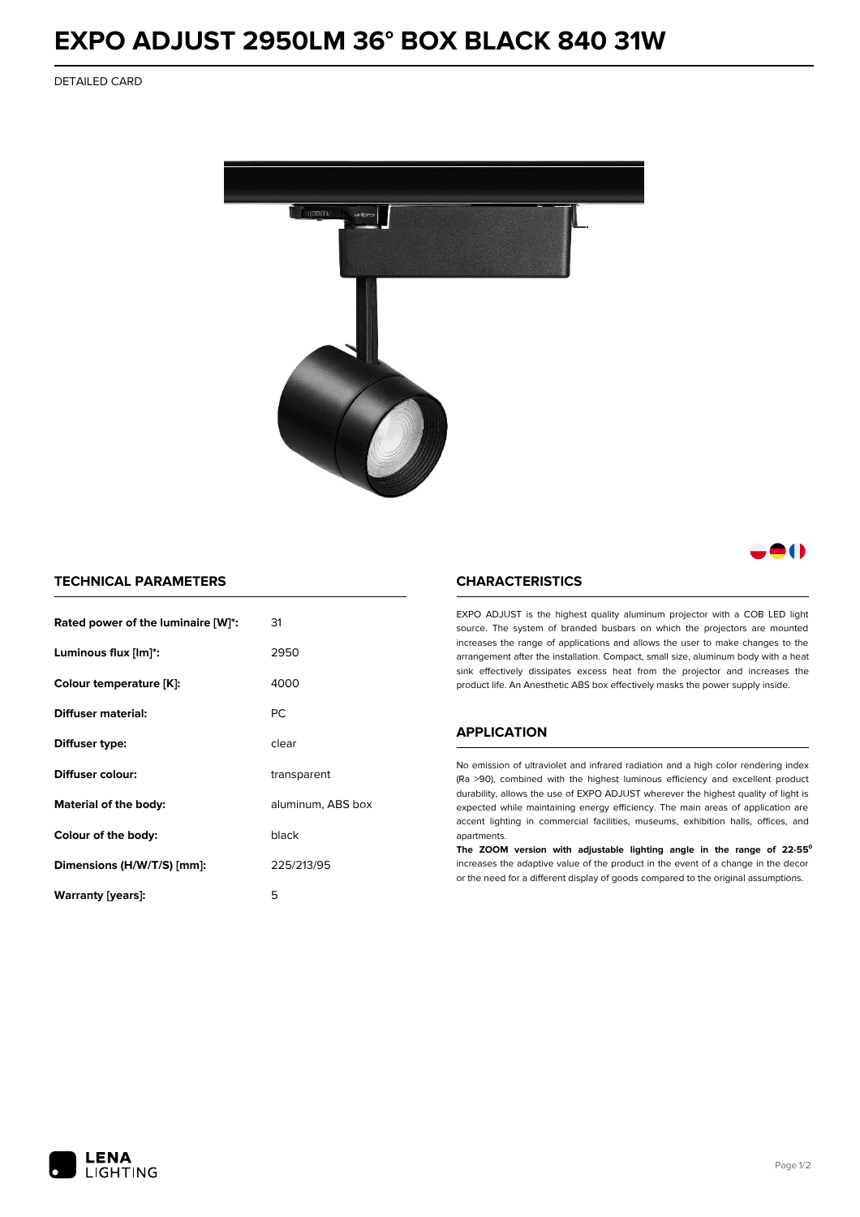# EXPO ADJUST 2950LM 36° BOX BLACK 840 31W

DETAILED CARD

## TECHNICAL PARAMETERS

| | |
|---|---|
| **Rated power of the luminaire [W]*:** | 31 |
| **Luminous flux [lm]*:** | 2950 |
| **Colour temperature [K]:** | 4000 |
| **Diffuser material:** | PC |
| **Diffuser type:** | clear |
| **Diffuser colour:** | transparent |
| **Material of the body:** | aluminum, ABS box |
| **Colour of the body:** | black |
| **Dimensions (H/W/T/S) [mm]:** | 225/213/95 |
| **Warranty [years]:** | 5 |

## CHARACTERISTICS

EXPO ADJUST is the highest quality aluminum projector with a COB LED light source. The system of branded busbars on which the projectors are mounted increases the range of applications and allows the user to make changes to the arrangement after the installation. Compact, small size, aluminum body with a heat sink effectively dissipates excess heat from the projector and increases the product life. An Anesthetic ABS box effectively masks the power supply inside.

## APPLICATION

No emission of ultraviolet and infrared radiation and a high color rendering index (Ra >90), combined with the highest luminous efficiency and excellent product durability, allows the use of EXPO ADJUST wherever the highest quality of light is expected while maintaining energy efficiency. The main areas of application are accent lighting in commercial facilities, museums, exhibition halls, offices, and apartments.

**The ZOOM version with adjustable lighting angle in the range of 22-55°** increases the adaptive value of the product in the event of a change in the decor or the need for a different display of goods compared to the original assumptions.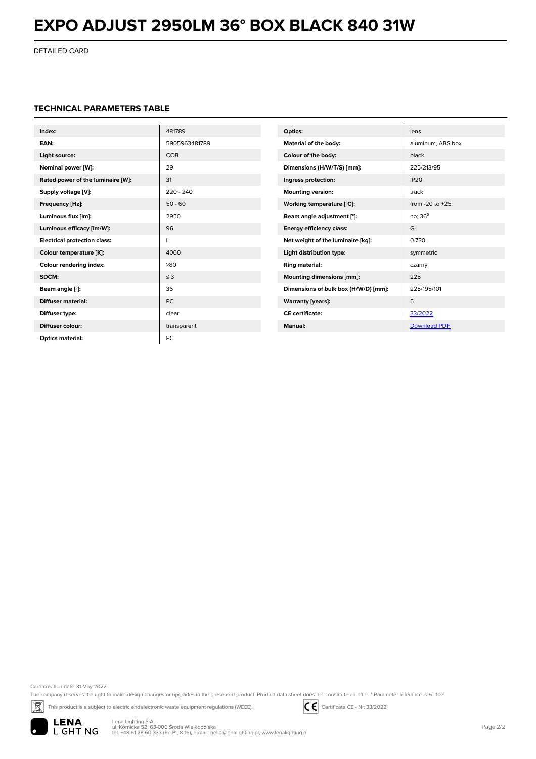# EXPO ADJUST 2950LM 36° BOX BLACK 840 31W

DETAILED CARD

## TECHNICAL PARAMETERS TABLE

| | |
|---|---|
| **Index:** | 481789 |
| **EAN:** | 5905963481789 |
| **Light source:** | COB |
| **Nominal power [W]:** | 29 |
| **Rated power of the luminaire [W]:** | 31 |
| **Supply voltage [V]:** | 220 - 240 |
| **Frequency [Hz]:** | 50 - 60 |
| **Luminous flux [lm]:** | 2950 |
| **Luminous efficacy [lm/W]:** | 96 |
| **Electrical protection class:** | I |
| **Colour temperature [K]:** | 4000 |
| **Colour rendering index:** | >80 |
| **SDCM:** | ≤ 3 |
| **Beam angle [°]:** | 36 |
| **Diffuser material:** | PC |
| **Diffuser type:** | clear |
| **Diffuser colour:** | transparent |
| **Optics material:** | PC |
| **Optics:** | lens |
| **Material of the body:** | aluminum, ABS box |
| **Colour of the body:** | black |
| **Dimensions (H/W/T/S) [mm]:** | 225/213/95 |
| **Ingress protection:** | IP20 |
| **Mounting version:** | track |
| **Working temperature [°C]:** | from -20 to +25 |
| **Beam angle adjustment [°]:** | no; 36° |
| **Energy efficiency class:** | G |
| **Net weight of the luminaire [kg]:** | 0.730 |
| **Light distribution type:** | symmetric |
| **Ring material:** | czarny |
| **Mounting dimensions [mm]:** | 225 |
| **Dimensions of bulk box (H/W/D) [mm]:** | 225/195/101 |
| **Warranty [years]:** | 5 |
| **CE certificate:** | 33/2022 |
| **Manual:** | Download PDF |

Card creation date: 31 May 2022

The company reserves the right to make design changes or upgrades in the presented product. Product data sheet does not constitute an offer. * Parameter tolerance is +/- 10%

This product is a subject to electric andelectronic waste equipment regulations (WEEE).

Certificate CE - Nr: 33/2022

LENA LIGHTING

Lena Lighting S.A.
ul. Kórnicka 52, 63-000 Środa Wielkopolska
tel. +48 61 28 60 333 (Pn-Pt, 8-16), e-mail: hello@lenalighting.pl, www.lenalighting.pl